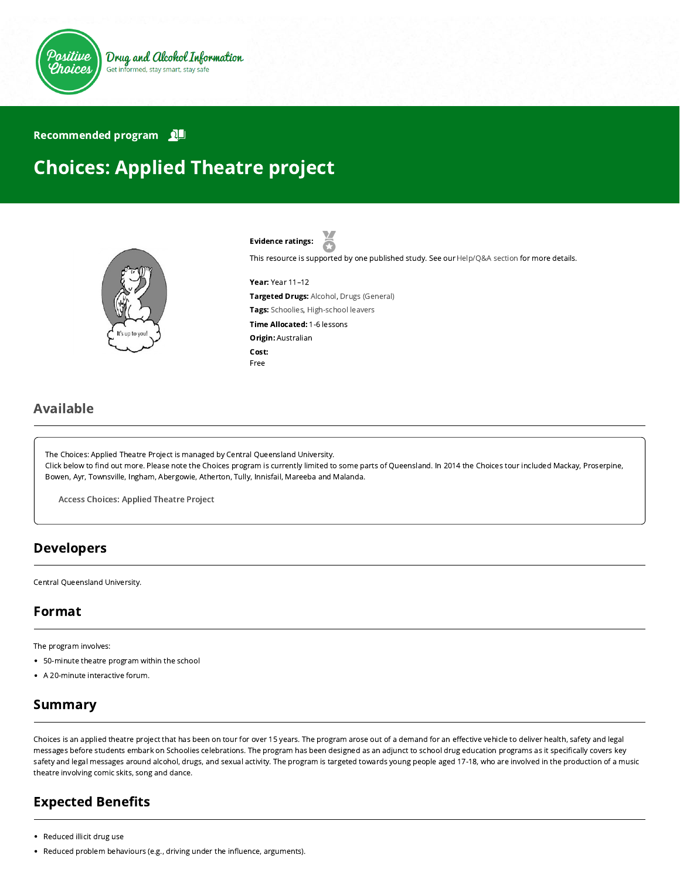Positive Choices

Drug and Alcohol Information

Get informed, stay smart, stay safe

Recommended program

# Choices: Applied Theatre project

**Evidence ratings:**

This resource is supported by one published study. See our Help/Q&A section for more details.

**Year:** Year 11–12

**Targeted Drugs:** Alcohol, Drugs (General)

**Tags:** Schoolies, High-school leavers

**Time Allocated:** 1-6 lessons

**Origin:** Australian

**Cost:**
Free

## Available

The Choices: Applied Theatre Project is managed by Central Queensland University.
Click below to find out more. Please note the Choices program is currently limited to some parts of Queensland. In 2014 the Choices tour included Mackay, Proserpine, Bowen, Ayr, Townsville, Ingham, Abergowie, Atherton, Tully, Innisfail, Mareeba and Malanda.

Access Choices: Applied Theatre Project

## Developers

Central Queensland University.

## Format

The program involves:

- 50-minute theatre program within the school
- A 20-minute interactive forum.

## Summary

Choices is an applied theatre project that has been on tour for over 15 years. The program arose out of a demand for an effective vehicle to deliver health, safety and legal messages before students embark on Schoolies celebrations. The program has been designed as an adjunct to school drug education programs as it specifically covers key safety and legal messages around alcohol, drugs, and sexual activity. The program is targeted towards young people aged 17-18, who are involved in the production of a music theatre involving comic skits, song and dance.

## Expected Benefits

- Reduced illicit drug use
- Reduced problem behaviours (e.g., driving under the influence, arguments).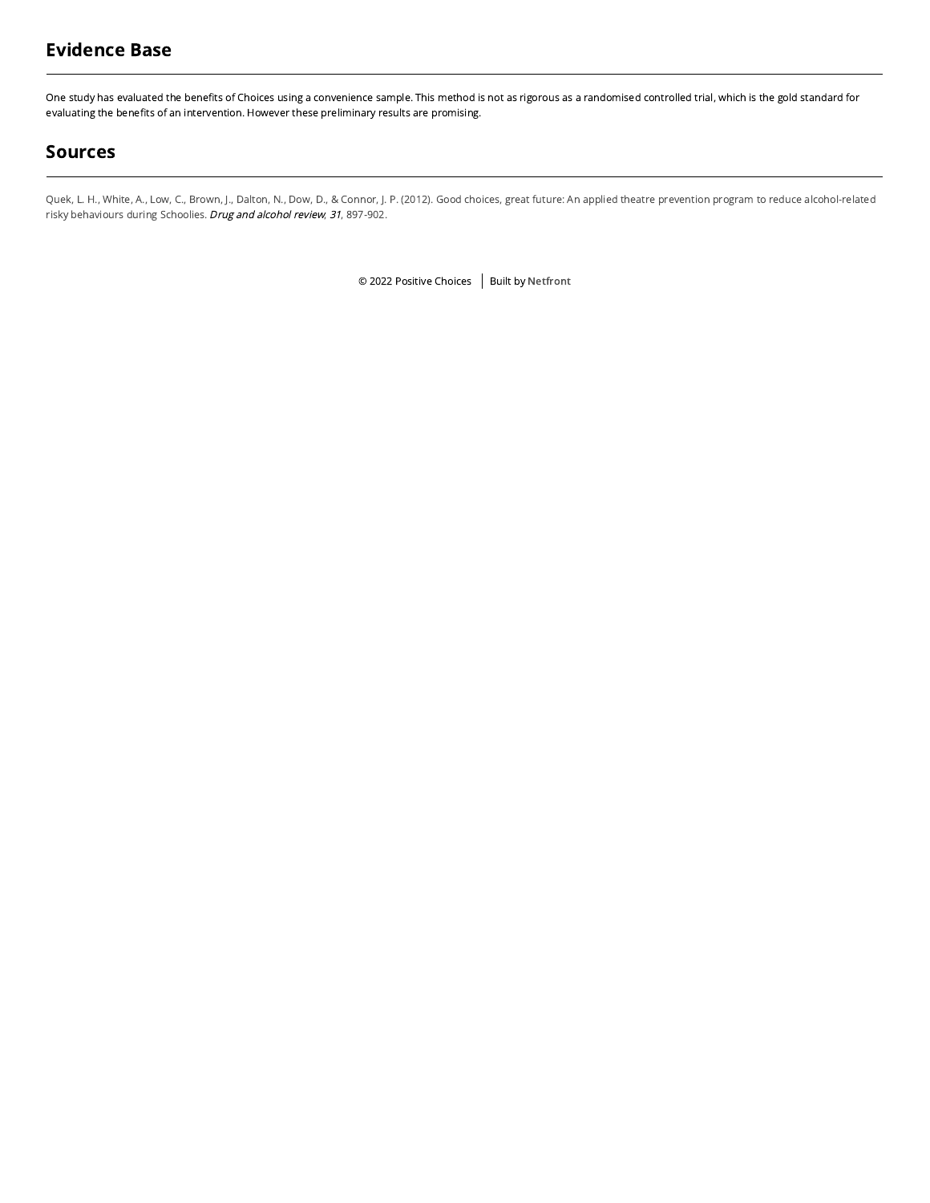## Evidence Base

One study has evaluated the benefits of Choices using a convenience sample. This method is not as rigorous as a randomised controlled trial, which is the gold standard for evaluating the benefits of an intervention. However these preliminary results are promising.

## Sources

Quek, L. H., White, A., Low, C., Brown, J., Dalton, N., Dow, D., & Connor, J. P. (2012). Good choices, great future: An applied theatre prevention program to reduce alcohol-related risky behaviours during Schoolies. *Drug and alcohol review*, *31*, 897-902.

© 2022 Positive Choices | Built by **Netfront**